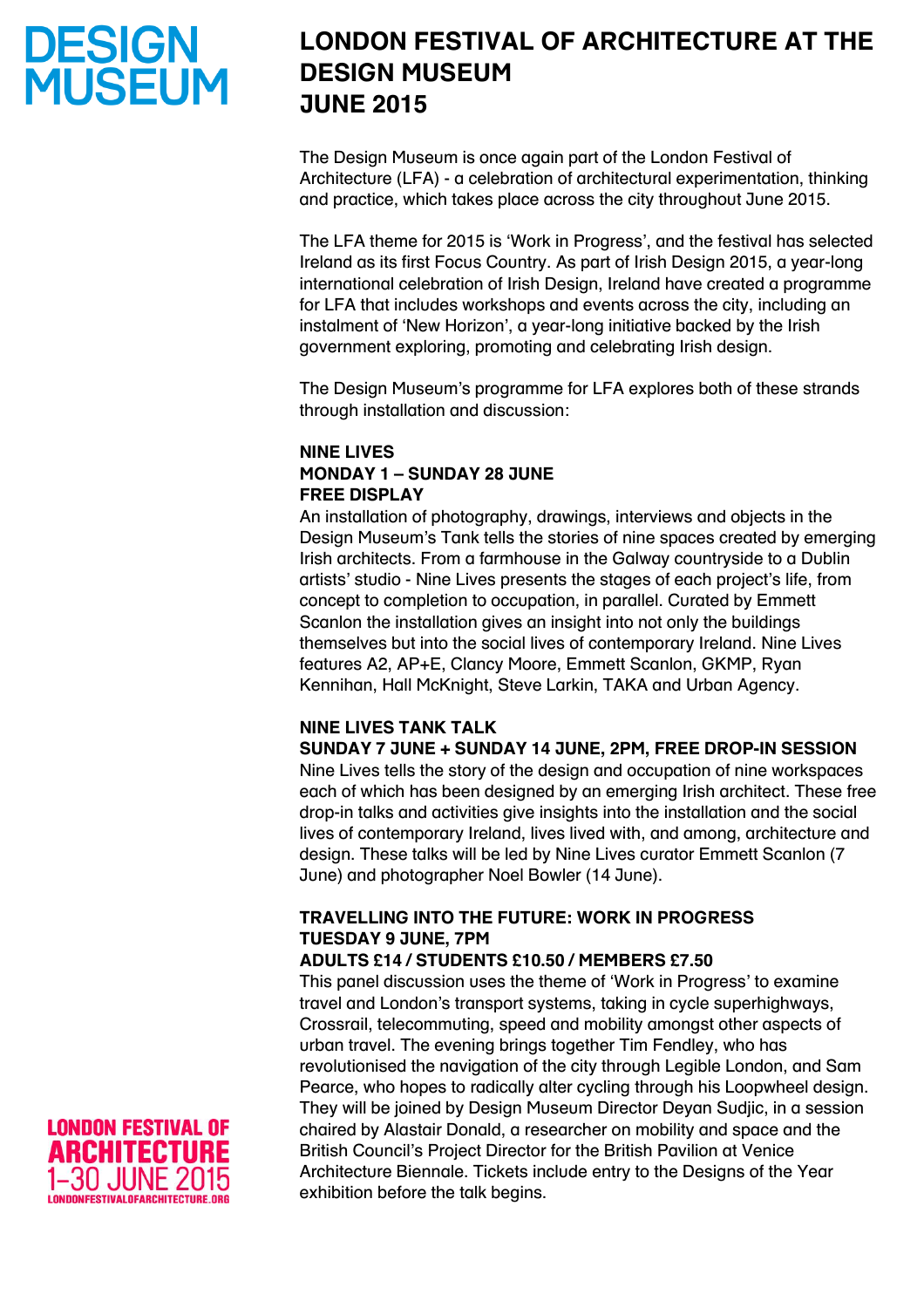DESIGN MUSEUM

# LONDON FESTIVAL OF ARCHITECTURE AT THE DESIGN MUSEUM JUNE 2015

The Design Museum is once again part of the London Festival of Architecture (LFA) - a celebration of architectural experimentation, thinking and practice, which takes place across the city throughout June 2015.

The LFA theme for 2015 is 'Work in Progress', and the festival has selected Ireland as its first Focus Country. As part of Irish Design 2015, a year-long international celebration of Irish Design, Ireland have created a programme for LFA that includes workshops and events across the city, including an instalment of 'New Horizon', a year-long initiative backed by the Irish government exploring, promoting and celebrating Irish design.

The Design Museum's programme for LFA explores both of these strands through installation and discussion:

**NINE LIVES**
**MONDAY 1 – SUNDAY 28 JUNE**
**FREE DISPLAY**

An installation of photography, drawings, interviews and objects in the Design Museum's Tank tells the stories of nine spaces created by emerging Irish architects. From a farmhouse in the Galway countryside to a Dublin artists' studio - Nine Lives presents the stages of each project's life, from concept to completion to occupation, in parallel. Curated by Emmett Scanlon the installation gives an insight into not only the buildings themselves but into the social lives of contemporary Ireland. Nine Lives features A2, AP+E, Clancy Moore, Emmett Scanlon, GKMP, Ryan Kennihan, Hall McKnight, Steve Larkin, TAKA and Urban Agency.

**NINE LIVES TANK TALK**
**SUNDAY 7 JUNE + SUNDAY 14 JUNE, 2PM, FREE DROP-IN SESSION**

Nine Lives tells the story of the design and occupation of nine workspaces each of which has been designed by an emerging Irish architect. These free drop-in talks and activities give insights into the installation and the social lives of contemporary Ireland, lives lived with, and among, architecture and design. These talks will be led by Nine Lives curator Emmett Scanlon (7 June) and photographer Noel Bowler (14 June).

**TRAVELLING INTO THE FUTURE: WORK IN PROGRESS**
**TUESDAY 9 JUNE, 7PM**
**ADULTS £14 / STUDENTS £10.50 / MEMBERS £7.50**

This panel discussion uses the theme of 'Work in Progress' to examine travel and London's transport systems, taking in cycle superhighways, Crossrail, telecommuting, speed and mobility amongst other aspects of urban travel. The evening brings together Tim Fendley, who has revolutionised the navigation of the city through Legible London, and Sam Pearce, who hopes to radically alter cycling through his Loopwheel design. They will be joined by Design Museum Director Deyan Sudjic, in a session chaired by Alastair Donald, a researcher on mobility and space and the British Council's Project Director for the British Pavilion at Venice Architecture Biennale. Tickets include entry to the Designs of the Year exhibition before the talk begins.

LONDON FESTIVAL OF ARCHITECTURE
1–30 JUNE 2015
LONDONFESTIVALOFARCHITECTURE.ORG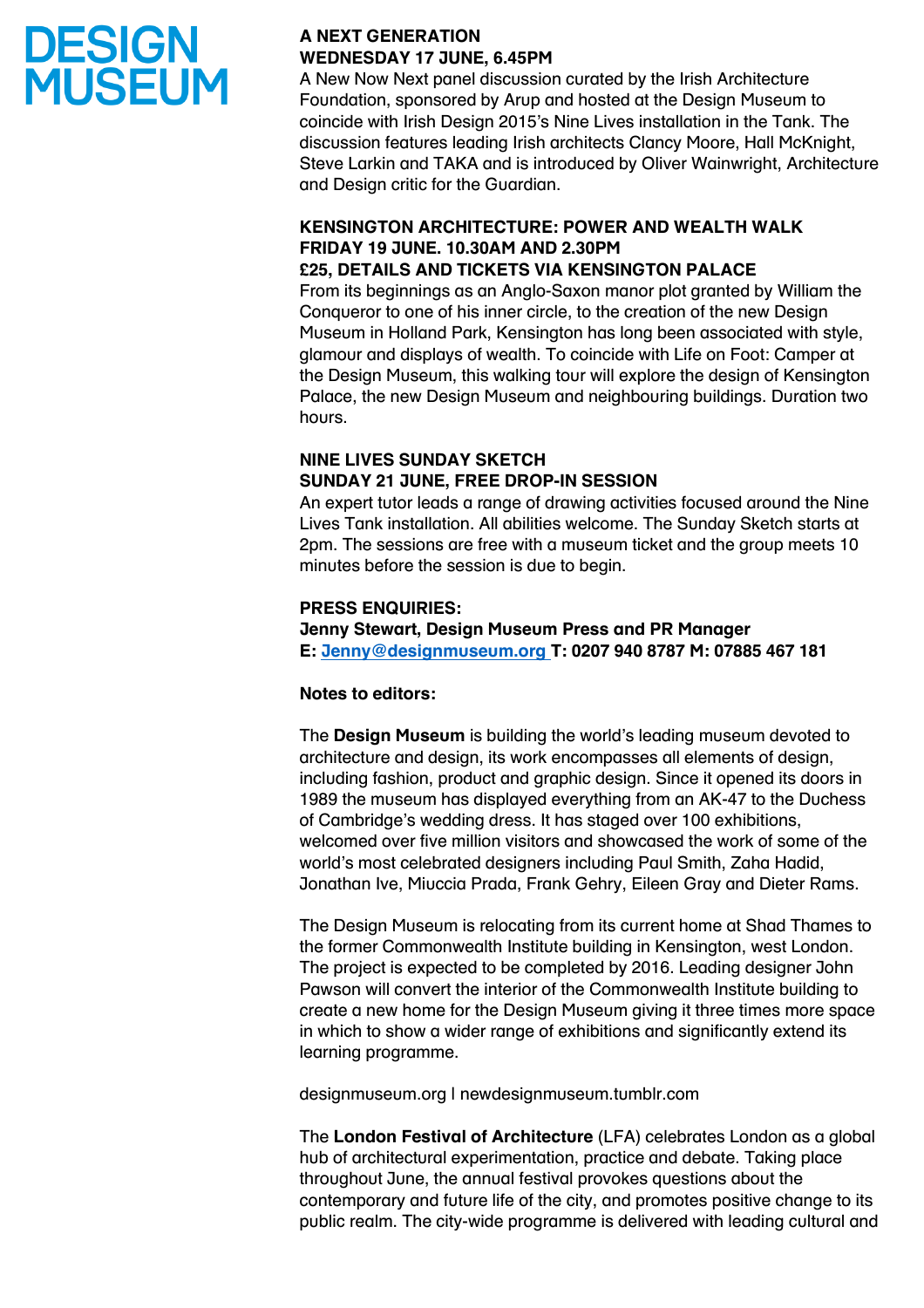**A NEXT GENERATION**
**WEDNESDAY 17 JUNE, 6.45PM**

A New Now Next panel discussion curated by the Irish Architecture Foundation, sponsored by Arup and hosted at the Design Museum to coincide with Irish Design 2015's Nine Lives installation in the Tank. The discussion features leading Irish architects Clancy Moore, Hall McKnight, Steve Larkin and TAKA and is introduced by Oliver Wainwright, Architecture and Design critic for the Guardian.

**KENSINGTON ARCHITECTURE: POWER AND WEALTH WALK**
**FRIDAY 19 JUNE. 10.30AM AND 2.30PM**
**£25, DETAILS AND TICKETS VIA KENSINGTON PALACE**

From its beginnings as an Anglo-Saxon manor plot granted by William the Conqueror to one of his inner circle, to the creation of the new Design Museum in Holland Park, Kensington has long been associated with style, glamour and displays of wealth. To coincide with Life on Foot: Camper at the Design Museum, this walking tour will explore the design of Kensington Palace, the new Design Museum and neighbouring buildings. Duration two hours.

**NINE LIVES SUNDAY SKETCH**
**SUNDAY 21 JUNE, FREE DROP-IN SESSION**

An expert tutor leads a range of drawing activities focused around the Nine Lives Tank installation. All abilities welcome. The Sunday Sketch starts at 2pm. The sessions are free with a museum ticket and the group meets 10 minutes before the session is due to begin.

**PRESS ENQUIRIES:**
**Jenny Stewart, Design Museum Press and PR Manager**
**E: Jenny@designmuseum.org T: 0207 940 8787 M: 07885 467 181**

**Notes to editors:**

The **Design Museum** is building the world's leading museum devoted to architecture and design, its work encompasses all elements of design, including fashion, product and graphic design. Since it opened its doors in 1989 the museum has displayed everything from an AK-47 to the Duchess of Cambridge's wedding dress. It has staged over 100 exhibitions, welcomed over five million visitors and showcased the work of some of the world's most celebrated designers including Paul Smith, Zaha Hadid, Jonathan Ive, Miuccia Prada, Frank Gehry, Eileen Gray and Dieter Rams.

The Design Museum is relocating from its current home at Shad Thames to the former Commonwealth Institute building in Kensington, west London. The project is expected to be completed by 2016. Leading designer John Pawson will convert the interior of the Commonwealth Institute building to create a new home for the Design Museum giving it three times more space in which to show a wider range of exhibitions and significantly extend its learning programme.

designmuseum.org | newdesignmuseum.tumblr.com

The **London Festival of Architecture** (LFA) celebrates London as a global hub of architectural experimentation, practice and debate. Taking place throughout June, the annual festival provokes questions about the contemporary and future life of the city, and promotes positive change to its public realm. The city-wide programme is delivered with leading cultural and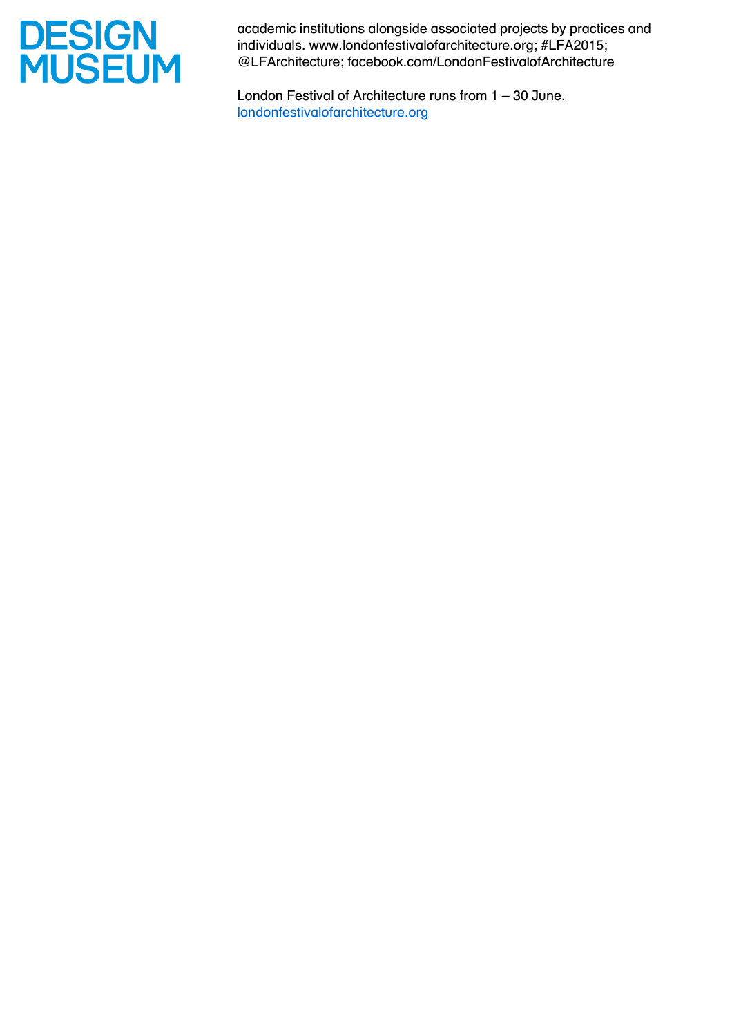academic institutions alongside associated projects by practices and individuals. www.londonfestivalofarchitecture.org; #LFA2015; @LFArchitecture; facebook.com/LondonFestivalofArchitecture

London Festival of Architecture runs from 1 – 30 June.
londonfestivalofarchitecture.org